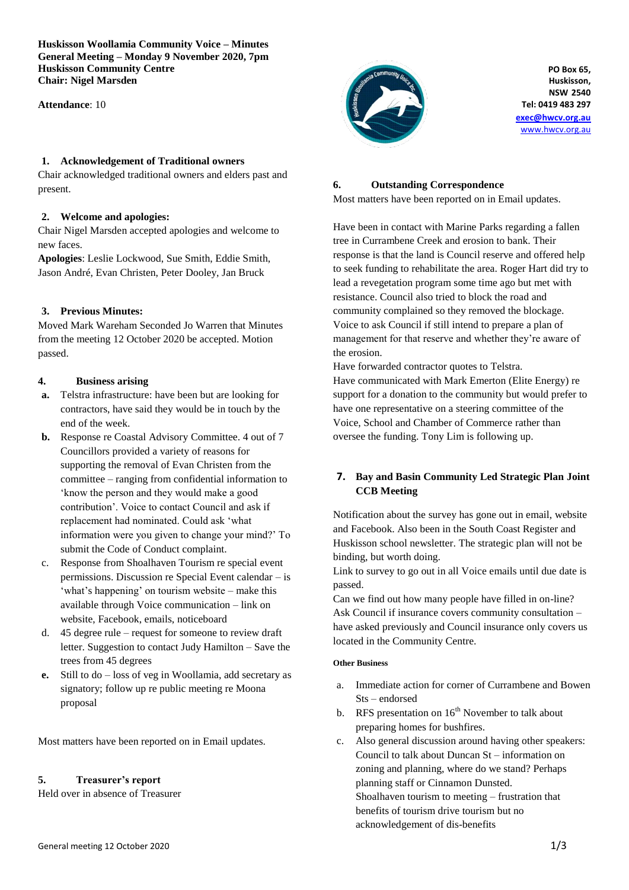**Huskisson Woollamia Community Voice – Minutes**
**General Meeting – Monday 9 November 2020, 7pm**
**Huskisson Community Centre**
**Chair: Nigel Marsden**

**Attendance**: 10

PO Box 65,
Huskisson,
NSW 2540
Tel: 0419 483 297
exec@hwcv.org.au
www.hwcv.org.au

## 1. Acknowledgement of Traditional owners

Chair acknowledged traditional owners and elders past and present.

## 2. Welcome and apologies:

Chair Nigel Marsden accepted apologies and welcome to new faces.

**Apologies**: Leslie Lockwood, Sue Smith, Eddie Smith, Jason André, Evan Christen, Peter Dooley, Jan Bruck

## 3. Previous Minutes:

Moved Mark Wareham Seconded Jo Warren that Minutes from the meeting 12 October 2020 be accepted. Motion passed.

## 4. Business arising

a. Telstra infrastructure: have been but are looking for contractors, have said they would be in touch by the end of the week.
b. Response re Coastal Advisory Committee. 4 out of 7 Councillors provided a variety of reasons for supporting the removal of Evan Christen from the committee – ranging from confidential information to 'know the person and they would make a good contribution'. Voice to contact Council and ask if replacement had nominated. Could ask 'what information were you given to change your mind?' To submit the Code of Conduct complaint.
c. Response from Shoalhaven Tourism re special event permissions. Discussion re Special Event calendar – is 'what's happening' on tourism website – make this available through Voice communication – link on website, Facebook, emails, noticeboard
d. 45 degree rule – request for someone to review draft letter. Suggestion to contact Judy Hamilton – Save the trees from 45 degrees
e. Still to do – loss of veg in Woollamia, add secretary as signatory; follow up re public meeting re Moona proposal

Most matters have been reported on in Email updates.

## 5. Treasurer's report

Held over in absence of Treasurer

## 6. Outstanding Correspondence

Most matters have been reported on in Email updates.

Have been in contact with Marine Parks regarding a fallen tree in Currambene Creek and erosion to bank. Their response is that the land is Council reserve and offered help to seek funding to rehabilitate the area. Roger Hart did try to lead a revegetation program some time ago but met with resistance. Council also tried to block the road and community complained so they removed the blockage. Voice to ask Council if still intend to prepare a plan of management for that reserve and whether they're aware of the erosion.

Have forwarded contractor quotes to Telstra.

Have communicated with Mark Emerton (Elite Energy) re support for a donation to the community but would prefer to have one representative on a steering committee of the Voice, School and Chamber of Commerce rather than oversee the funding. Tony Lim is following up.

## 7. Bay and Basin Community Led Strategic Plan Joint CCB Meeting

Notification about the survey has gone out in email, website and Facebook. Also been in the South Coast Register and Huskisson school newsletter. The strategic plan will not be binding, but worth doing.

Link to survey to go out in all Voice emails until due date is passed.

Can we find out how many people have filled in on-line?

Ask Council if insurance covers community consultation – have asked previously and Council insurance only covers us located in the Community Centre.

### Other Business

a. Immediate action for corner of Currambene and Bowen Sts – endorsed
b. RFS presentation on 16th November to talk about preparing homes for bushfires.
c. Also general discussion around having other speakers: Council to talk about Duncan St – information on zoning and planning, where do we stand? Perhaps planning staff or Cinnamon Dunsted.
   Shoalhaven tourism to meeting – frustration that benefits of tourism drive tourism but no acknowledgement of dis-benefits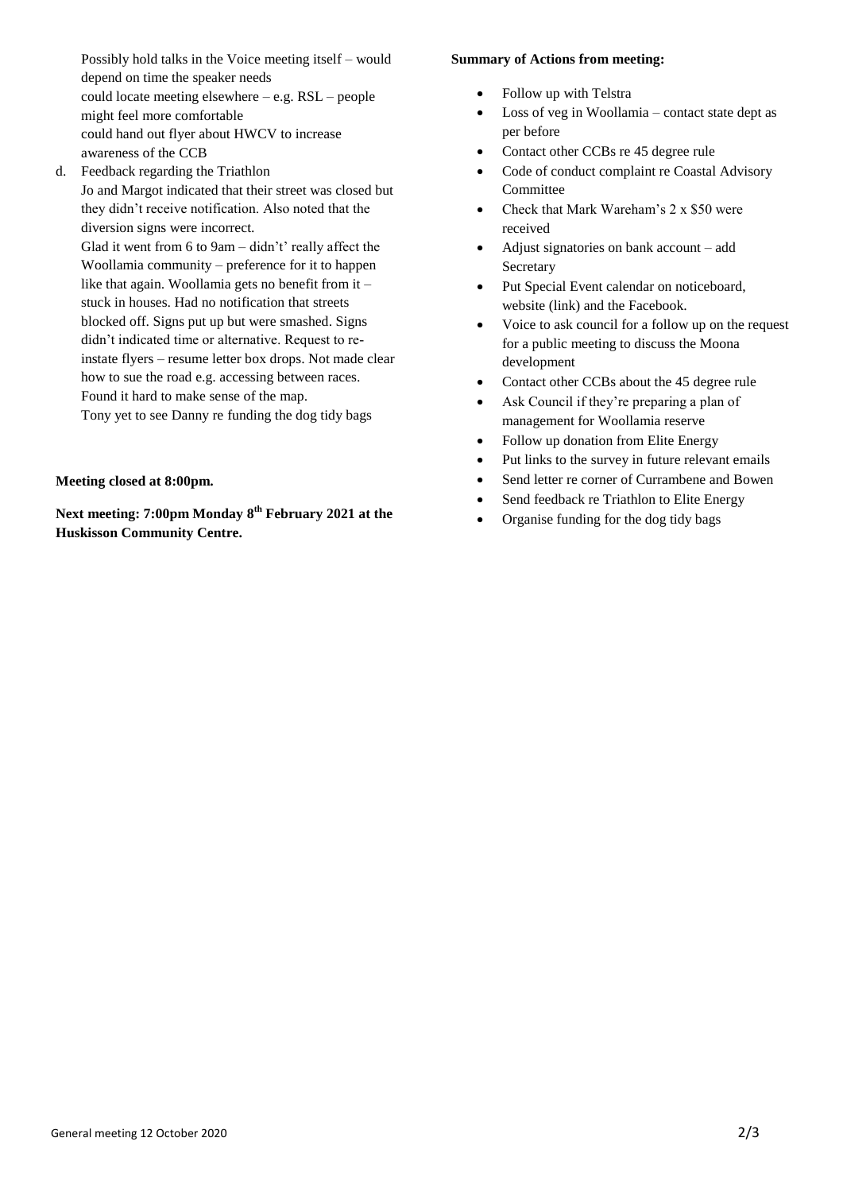Possibly hold talks in the Voice meeting itself – would depend on time the speaker needs
could locate meeting elsewhere – e.g. RSL – people might feel more comfortable
could hand out flyer about HWCV to increase awareness of the CCB

d. Feedback regarding the Triathlon
Jo and Margot indicated that their street was closed but they didn't receive notification. Also noted that the diversion signs were incorrect.
Glad it went from 6 to 9am – didn't' really affect the Woollamia community – preference for it to happen like that again. Woollamia gets no benefit from it – stuck in houses. Had no notification that streets blocked off. Signs put up but were smashed. Signs didn't indicated time or alternative. Request to re-instate flyers – resume letter box drops. Not made clear how to sue the road e.g. accessing between races. Found it hard to make sense of the map.
Tony yet to see Danny re funding the dog tidy bags

**Meeting closed at 8:00pm.**

**Next meeting: 7:00pm Monday 8th February 2021 at the Huskisson Community Centre.**

**Summary of Actions from meeting:**

- Follow up with Telstra
- Loss of veg in Woollamia – contact state dept as per before
- Contact other CCBs re 45 degree rule
- Code of conduct complaint re Coastal Advisory Committee
- Check that Mark Wareham's 2 x $50 were received
- Adjust signatories on bank account – add Secretary
- Put Special Event calendar on noticeboard, website (link) and the Facebook.
- Voice to ask council for a follow up on the request for a public meeting to discuss the Moona development
- Contact other CCBs about the 45 degree rule
- Ask Council if they're preparing a plan of management for Woollamia reserve
- Follow up donation from Elite Energy
- Put links to the survey in future relevant emails
- Send letter re corner of Currambene and Bowen
- Send feedback re Triathlon to Elite Energy
- Organise funding for the dog tidy bags